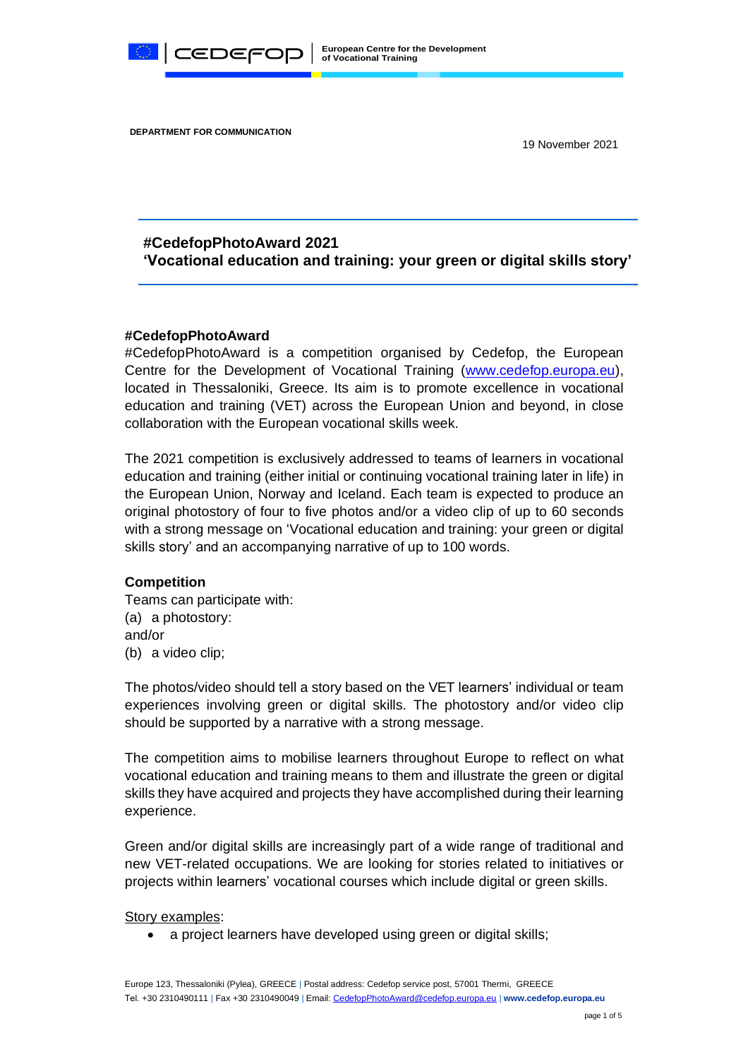DEPARTMENT FOR COMMUNICATION

19 November 2021

# #CedefopPhotoAward 2021
# 'Vocational education and training: your green or digital skills story'

## #CedefopPhotoAward

#CedefopPhotoAward is a competition organised by Cedefop, the European Centre for the Development of Vocational Training (www.cedefop.europa.eu), located in Thessaloniki, Greece. Its aim is to promote excellence in vocational education and training (VET) across the European Union and beyond, in close collaboration with the European vocational skills week.

The 2021 competition is exclusively addressed to teams of learners in vocational education and training (either initial or continuing vocational training later in life) in the European Union, Norway and Iceland. Each team is expected to produce an original photostory of four to five photos and/or a video clip of up to 60 seconds with a strong message on 'Vocational education and training: your green or digital skills story' and an accompanying narrative of up to 100 words.

## Competition

Teams can participate with:

(a) a photostory:

and/or

(b) a video clip;

The photos/video should tell a story based on the VET learners' individual or team experiences involving green or digital skills. The photostory and/or video clip should be supported by a narrative with a strong message.

The competition aims to mobilise learners throughout Europe to reflect on what vocational education and training means to them and illustrate the green or digital skills they have acquired and projects they have accomplished during their learning experience.

Green and/or digital skills are increasingly part of a wide range of traditional and new VET-related occupations. We are looking for stories related to initiatives or projects within learners' vocational courses which include digital or green skills.

Story examples:

- a project learners have developed using green or digital skills;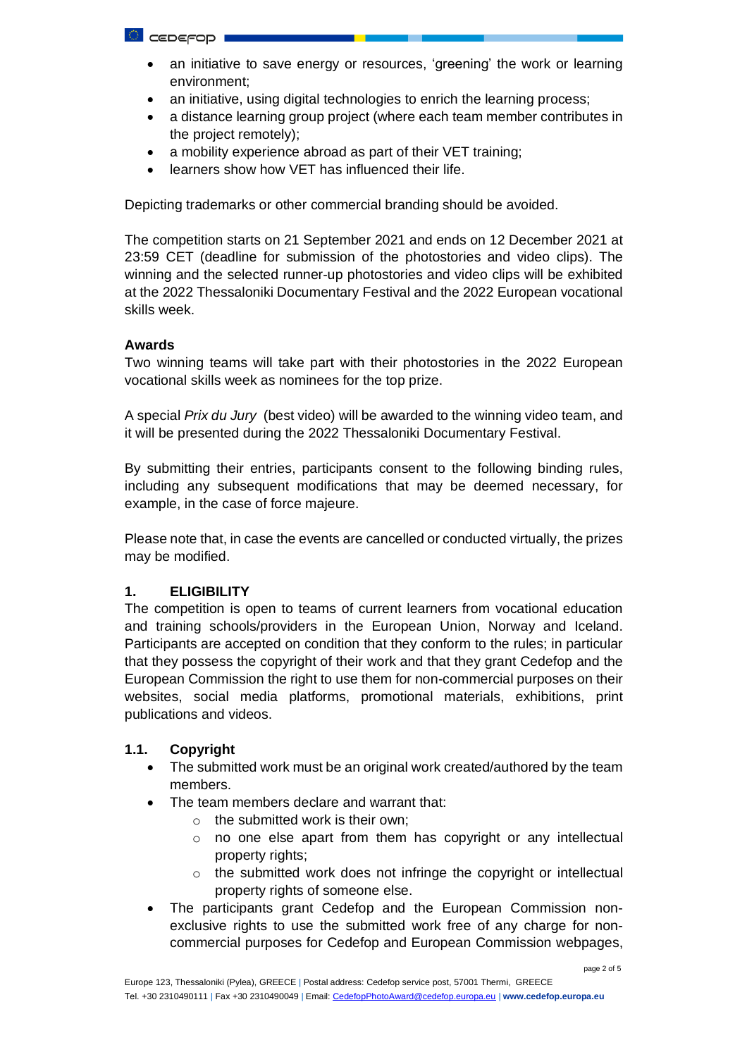- an initiative to save energy or resources, 'greening' the work or learning environment;
- an initiative, using digital technologies to enrich the learning process;
- a distance learning group project (where each team member contributes in the project remotely);
- a mobility experience abroad as part of their VET training;
- learners show how VET has influenced their life.

Depicting trademarks or other commercial branding should be avoided.

The competition starts on 21 September 2021 and ends on 12 December 2021 at 23:59 CET (deadline for submission of the photostories and video clips). The winning and the selected runner-up photostories and video clips will be exhibited at the 2022 Thessaloniki Documentary Festival and the 2022 European vocational skills week.

**Awards**

Two winning teams will take part with their photostories in the 2022 European vocational skills week as nominees for the top prize.

A special *Prix du Jury* (best video) will be awarded to the winning video team, and it will be presented during the 2022 Thessaloniki Documentary Festival.

By submitting their entries, participants consent to the following binding rules, including any subsequent modifications that may be deemed necessary, for example, in the case of force majeure.

Please note that, in case the events are cancelled or conducted virtually, the prizes may be modified.

## 1. ELIGIBILITY

The competition is open to teams of current learners from vocational education and training schools/providers in the European Union, Norway and Iceland. Participants are accepted on condition that they conform to the rules; in particular that they possess the copyright of their work and that they grant Cedefop and the European Commission the right to use them for non-commercial purposes on their websites, social media platforms, promotional materials, exhibitions, print publications and videos.

### 1.1. Copyright

- The submitted work must be an original work created/authored by the team members.
- The team members declare and warrant that:
  - the submitted work is their own;
  - no one else apart from them has copyright or any intellectual property rights;
  - the submitted work does not infringe the copyright or intellectual property rights of someone else.
- The participants grant Cedefop and the European Commission non-exclusive rights to use the submitted work free of any charge for non-commercial purposes for Cedefop and European Commission webpages,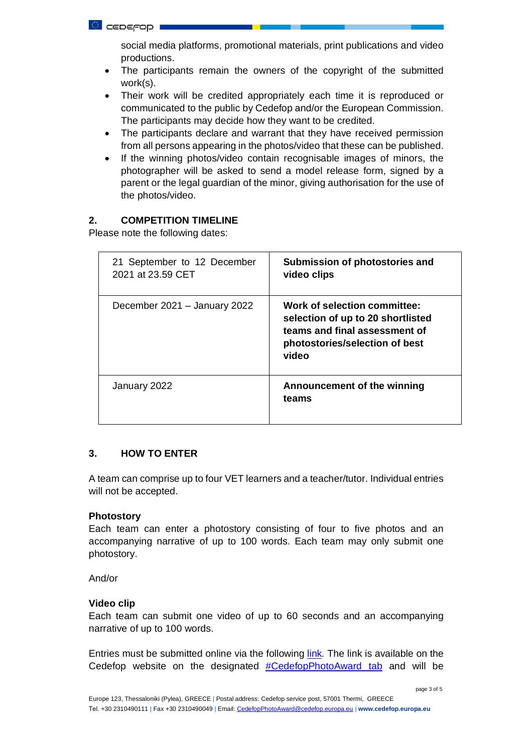social media platforms, promotional materials, print publications and video productions.

- The participants remain the owners of the copyright of the submitted work(s).
- Their work will be credited appropriately each time it is reproduced or communicated to the public by Cedefop and/or the European Commission. The participants may decide how they want to be credited.
- The participants declare and warrant that they have received permission from all persons appearing in the photos/video that these can be published.
- If the winning photos/video contain recognisable images of minors, the photographer will be asked to send a model release form, signed by a parent or the legal guardian of the minor, giving authorisation for the use of the photos/video.

## 2. COMPETITION TIMELINE

Please note the following dates:

| | |
|---|---|
| 21 September to 12 December 2021 at 23.59 CET | **Submission of photostories and video clips** |
| December 2021 – January 2022 | **Work of selection committee: selection of up to 20 shortlisted teams and final assessment of photostories/selection of best video** |
| January 2022 | **Announcement of the winning teams** |

## 3. HOW TO ENTER

A team can comprise up to four VET learners and a teacher/tutor. Individual entries will not be accepted.

**Photostory**
Each team can enter a photostory consisting of four to five photos and an accompanying narrative of up to 100 words. Each team may only submit one photostory.

And/or

**Video clip**
Each team can submit one video of up to 60 seconds and an accompanying narrative of up to 100 words.

Entries must be submitted online via the following link. The link is available on the Cedefop website on the designated #CedefopPhotoAward tab and will be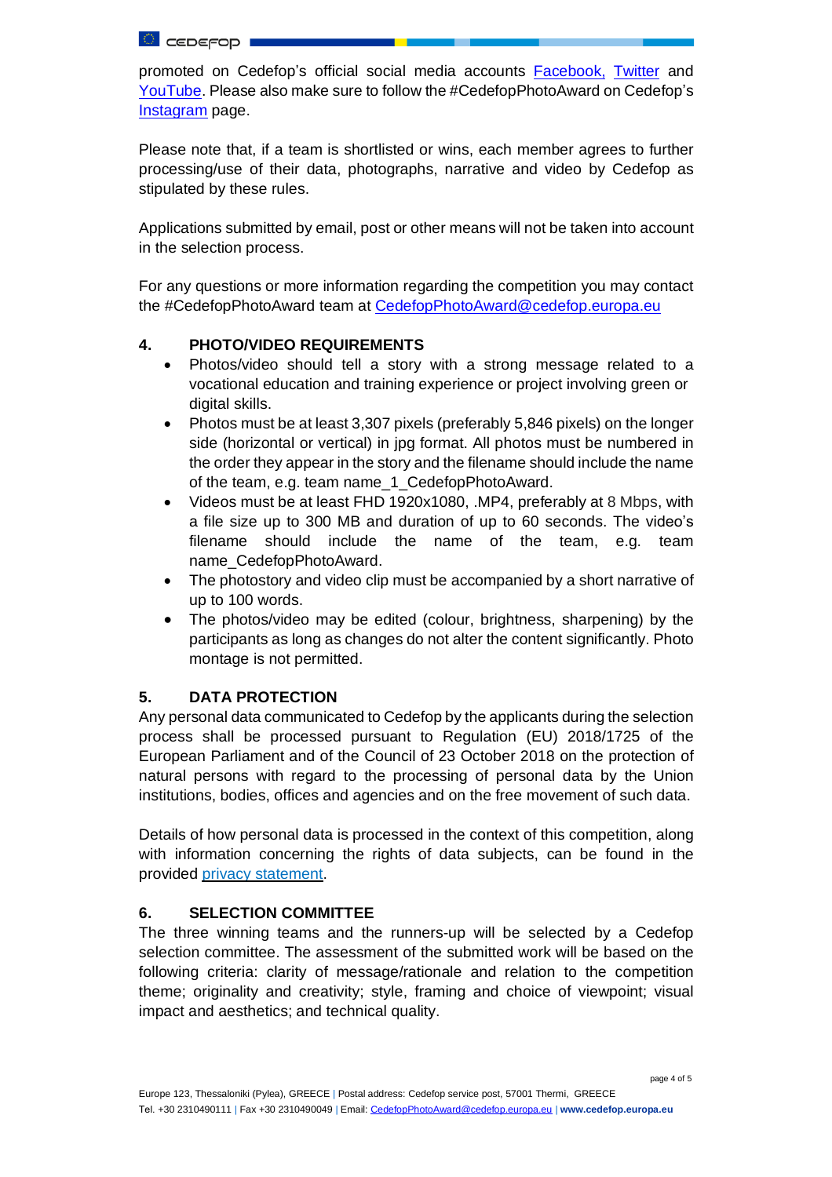promoted on Cedefop's official social media accounts Facebook, Twitter and YouTube. Please also make sure to follow the #CedefopPhotoAward on Cedefop's Instagram page.

Please note that, if a team is shortlisted or wins, each member agrees to further processing/use of their data, photographs, narrative and video by Cedefop as stipulated by these rules.

Applications submitted by email, post or other means will not be taken into account in the selection process.

For any questions or more information regarding the competition you may contact the #CedefopPhotoAward team at CedefopPhotoAward@cedefop.europa.eu

## 4. PHOTO/VIDEO REQUIREMENTS

- Photos/video should tell a story with a strong message related to a vocational education and training experience or project involving green or digital skills.
- Photos must be at least 3,307 pixels (preferably 5,846 pixels) on the longer side (horizontal or vertical) in jpg format. All photos must be numbered in the order they appear in the story and the filename should include the name of the team, e.g. team name_1_CedefopPhotoAward.
- Videos must be at least FHD 1920x1080, .MP4, preferably at 8 Mbps, with a file size up to 300 MB and duration of up to 60 seconds. The video's filename should include the name of the team, e.g. team name_CedefopPhotoAward.
- The photostory and video clip must be accompanied by a short narrative of up to 100 words.
- The photos/video may be edited (colour, brightness, sharpening) by the participants as long as changes do not alter the content significantly. Photo montage is not permitted.

## 5. DATA PROTECTION

Any personal data communicated to Cedefop by the applicants during the selection process shall be processed pursuant to Regulation (EU) 2018/1725 of the European Parliament and of the Council of 23 October 2018 on the protection of natural persons with regard to the processing of personal data by the Union institutions, bodies, offices and agencies and on the free movement of such data.

Details of how personal data is processed in the context of this competition, along with information concerning the rights of data subjects, can be found in the provided privacy statement.

## 6. SELECTION COMMITTEE

The three winning teams and the runners-up will be selected by a Cedefop selection committee. The assessment of the submitted work will be based on the following criteria: clarity of message/rationale and relation to the competition theme; originality and creativity; style, framing and choice of viewpoint; visual impact and aesthetics; and technical quality.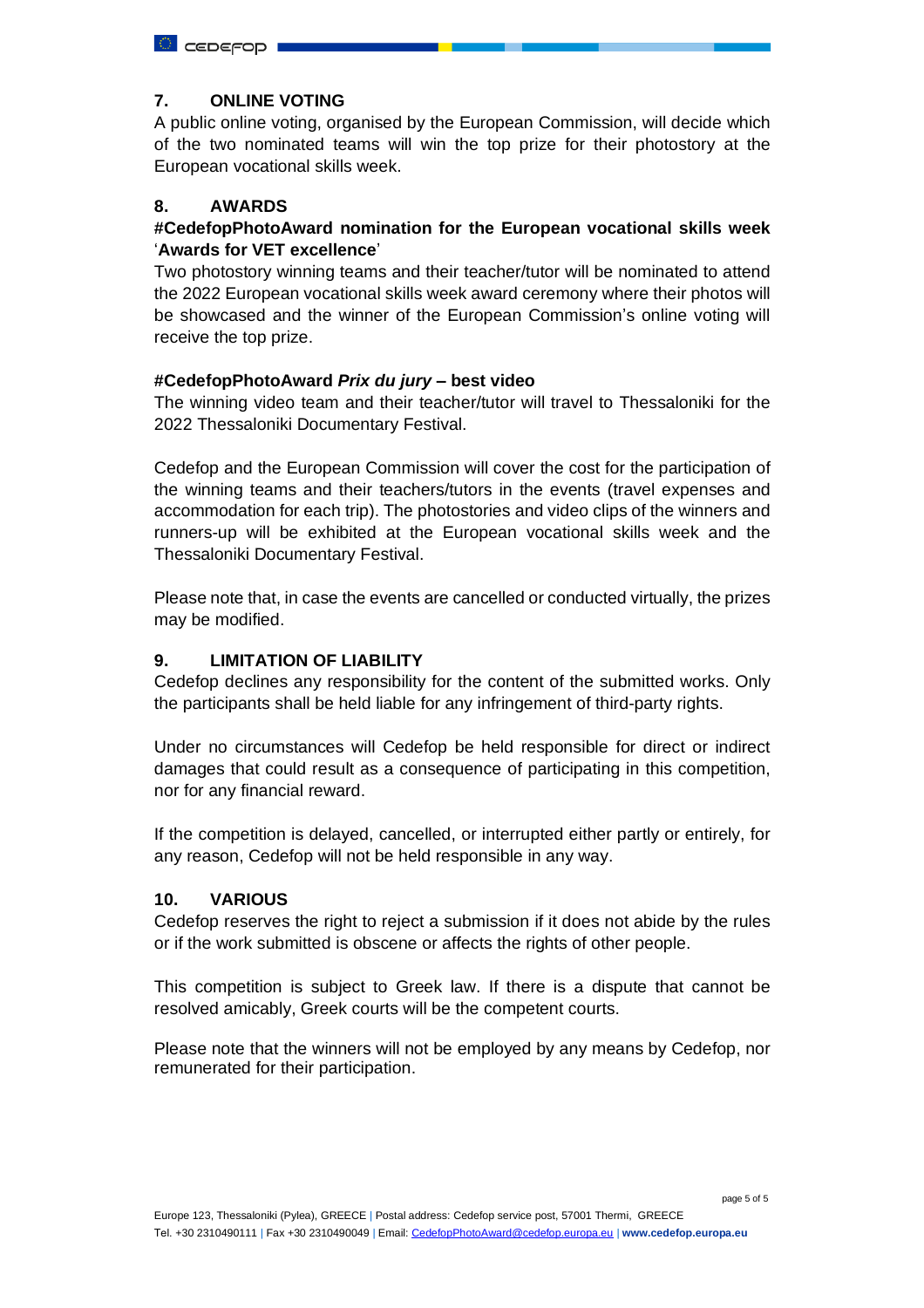## 7. ONLINE VOTING

A public online voting, organised by the European Commission, will decide which of the two nominated teams will win the top prize for their photostory at the European vocational skills week.

## 8. AWARDS

**#CedefopPhotoAward nomination for the European vocational skills week 'Awards for VET excellence'**

Two photostory winning teams and their teacher/tutor will be nominated to attend the 2022 European vocational skills week award ceremony where their photos will be showcased and the winner of the European Commission's online voting will receive the top prize.

**#CedefopPhotoAward *Prix du jury* – best video**

The winning video team and their teacher/tutor will travel to Thessaloniki for the 2022 Thessaloniki Documentary Festival.

Cedefop and the European Commission will cover the cost for the participation of the winning teams and their teachers/tutors in the events (travel expenses and accommodation for each trip). The photostories and video clips of the winners and runners-up will be exhibited at the European vocational skills week and the Thessaloniki Documentary Festival.

Please note that, in case the events are cancelled or conducted virtually, the prizes may be modified.

## 9. LIMITATION OF LIABILITY

Cedefop declines any responsibility for the content of the submitted works. Only the participants shall be held liable for any infringement of third-party rights.

Under no circumstances will Cedefop be held responsible for direct or indirect damages that could result as a consequence of participating in this competition, nor for any financial reward.

If the competition is delayed, cancelled, or interrupted either partly or entirely, for any reason, Cedefop will not be held responsible in any way.

## 10. VARIOUS

Cedefop reserves the right to reject a submission if it does not abide by the rules or if the work submitted is obscene or affects the rights of other people.

This competition is subject to Greek law. If there is a dispute that cannot be resolved amicably, Greek courts will be the competent courts.

Please note that the winners will not be employed by any means by Cedefop, nor remunerated for their participation.